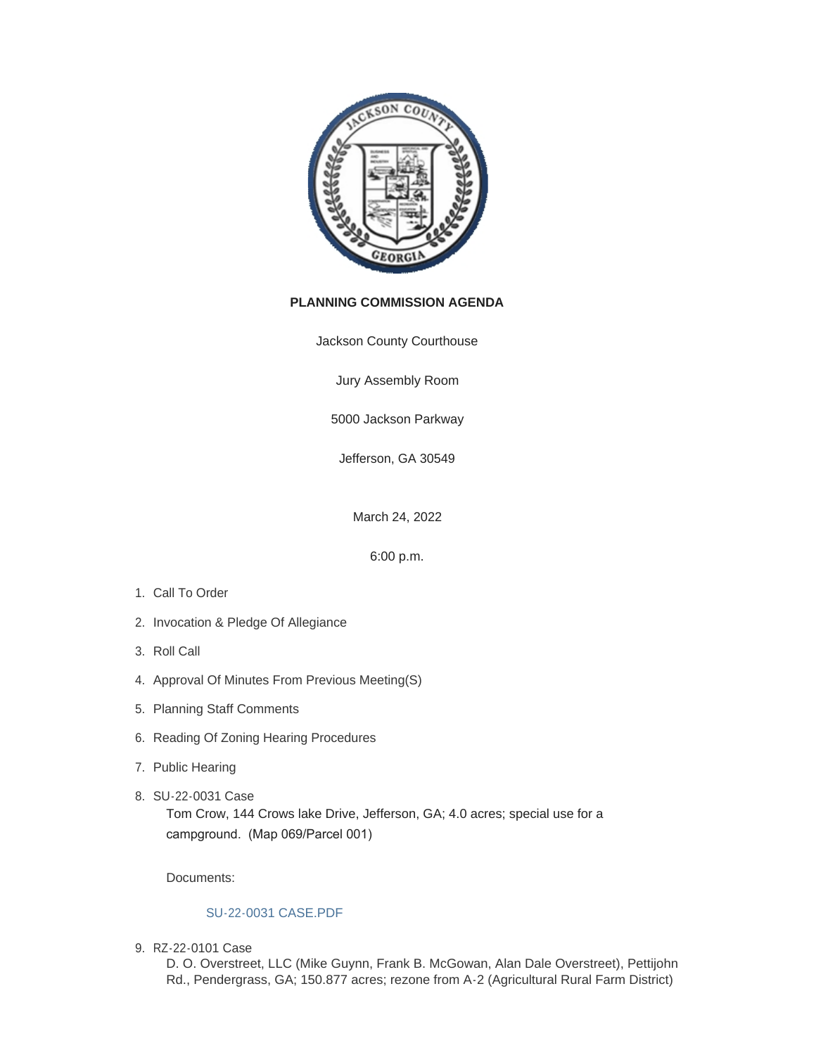# PLANNING COMMISSION AGENDA

Jackson County Courthouse

Jury Assembly Room

5000 Jackson Parkway

Jefferson, GA 30549

March 24, 2022

6:00 p.m.

1. Call To Order
2. Invocation & Pledge Of Allegiance
3. Roll Call
4. Approval Of Minutes From Previous Meeting(S)
5. Planning Staff Comments
6. Reading Of Zoning Hearing Procedures
7. Public Hearing
8. SU-22-0031 Case

   Tom Crow, 144 Crows lake Drive, Jefferson, GA; 4.0 acres; special use for a campground. (Map 069/Parcel 001)

   Documents:

   SU-22-0031 CASE.PDF

9. RZ-22-0101 Case

   D. O. Overstreet, LLC (Mike Guynn, Frank B. McGowan, Alan Dale Overstreet), Pettijohn Rd., Pendergrass, GA; 150.877 acres; rezone from A-2 (Agricultural Rural Farm District)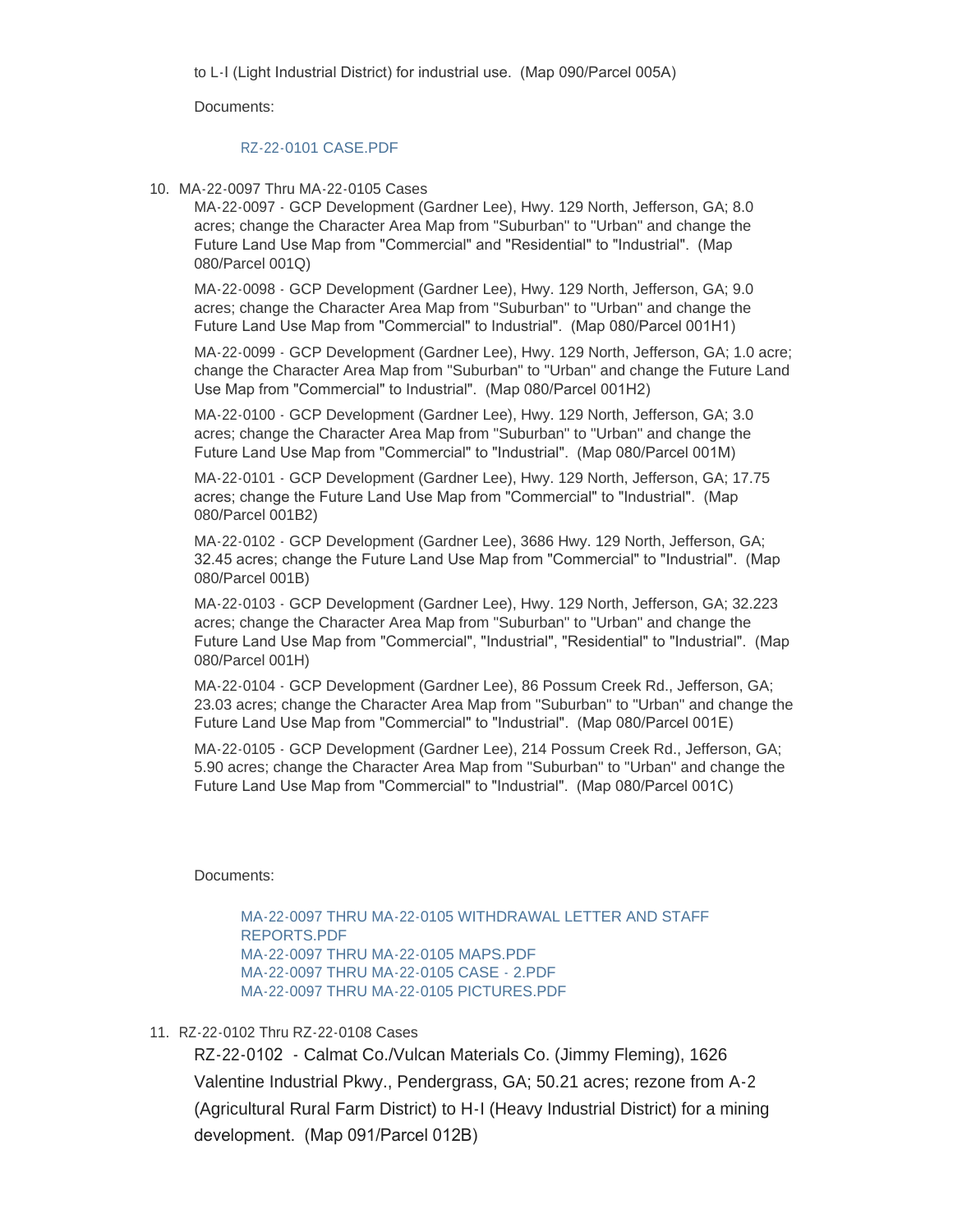to L-I (Light Industrial District) for industrial use.  (Map 090/Parcel 005A)

Documents:

RZ-22-0101 CASE.PDF

10. MA-22-0097 Thru MA-22-0105 Cases

    MA-22-0097 - GCP Development (Gardner Lee), Hwy. 129 North, Jefferson, GA; 8.0 acres; change the Character Area Map from "Suburban" to "Urban" and change the Future Land Use Map from "Commercial" and "Residential" to "Industrial".  (Map 080/Parcel 001Q)

    MA-22-0098 - GCP Development (Gardner Lee), Hwy. 129 North, Jefferson, GA; 9.0 acres; change the Character Area Map from "Suburban" to "Urban" and change the Future Land Use Map from "Commercial" to Industrial".  (Map 080/Parcel 001H1)

    MA-22-0099 - GCP Development (Gardner Lee), Hwy. 129 North, Jefferson, GA; 1.0 acre; change the Character Area Map from "Suburban" to "Urban" and change the Future Land Use Map from "Commercial" to Industrial".  (Map 080/Parcel 001H2)

    MA-22-0100 - GCP Development (Gardner Lee), Hwy. 129 North, Jefferson, GA; 3.0 acres; change the Character Area Map from "Suburban" to "Urban" and change the Future Land Use Map from "Commercial" to "Industrial".  (Map 080/Parcel 001M)

    MA-22-0101 - GCP Development (Gardner Lee), Hwy. 129 North, Jefferson, GA; 17.75 acres; change the Future Land Use Map from "Commercial" to "Industrial".  (Map 080/Parcel 001B2)

    MA-22-0102 - GCP Development (Gardner Lee), 3686 Hwy. 129 North, Jefferson, GA; 32.45 acres; change the Future Land Use Map from "Commercial" to "Industrial".  (Map 080/Parcel 001B)

    MA-22-0103 - GCP Development (Gardner Lee), Hwy. 129 North, Jefferson, GA; 32.223 acres; change the Character Area Map from "Suburban" to "Urban" and change the Future Land Use Map from "Commercial", "Industrial", "Residential" to "Industrial".  (Map 080/Parcel 001H)

    MA-22-0104 - GCP Development (Gardner Lee), 86 Possum Creek Rd., Jefferson, GA; 23.03 acres; change the Character Area Map from "Suburban" to "Urban" and change the Future Land Use Map from "Commercial" to "Industrial".  (Map 080/Parcel 001E)

    MA-22-0105 - GCP Development (Gardner Lee), 214 Possum Creek Rd., Jefferson, GA; 5.90 acres; change the Character Area Map from "Suburban" to "Urban" and change the Future Land Use Map from "Commercial" to "Industrial".  (Map 080/Parcel 001C)

    Documents:

    MA-22-0097 THRU MA-22-0105 WITHDRAWAL LETTER AND STAFF REPORTS.PDF
    MA-22-0097 THRU MA-22-0105 MAPS.PDF
    MA-22-0097 THRU MA-22-0105 CASE - 2.PDF
    MA-22-0097 THRU MA-22-0105 PICTURES.PDF

11. RZ-22-0102 Thru RZ-22-0108 Cases

    RZ-22-0102 - Calmat Co./Vulcan Materials Co. (Jimmy Fleming), 1626 Valentine Industrial Pkwy., Pendergrass, GA; 50.21 acres; rezone from A-2 (Agricultural Rural Farm District) to H-I (Heavy Industrial District) for a mining development.  (Map 091/Parcel 012B)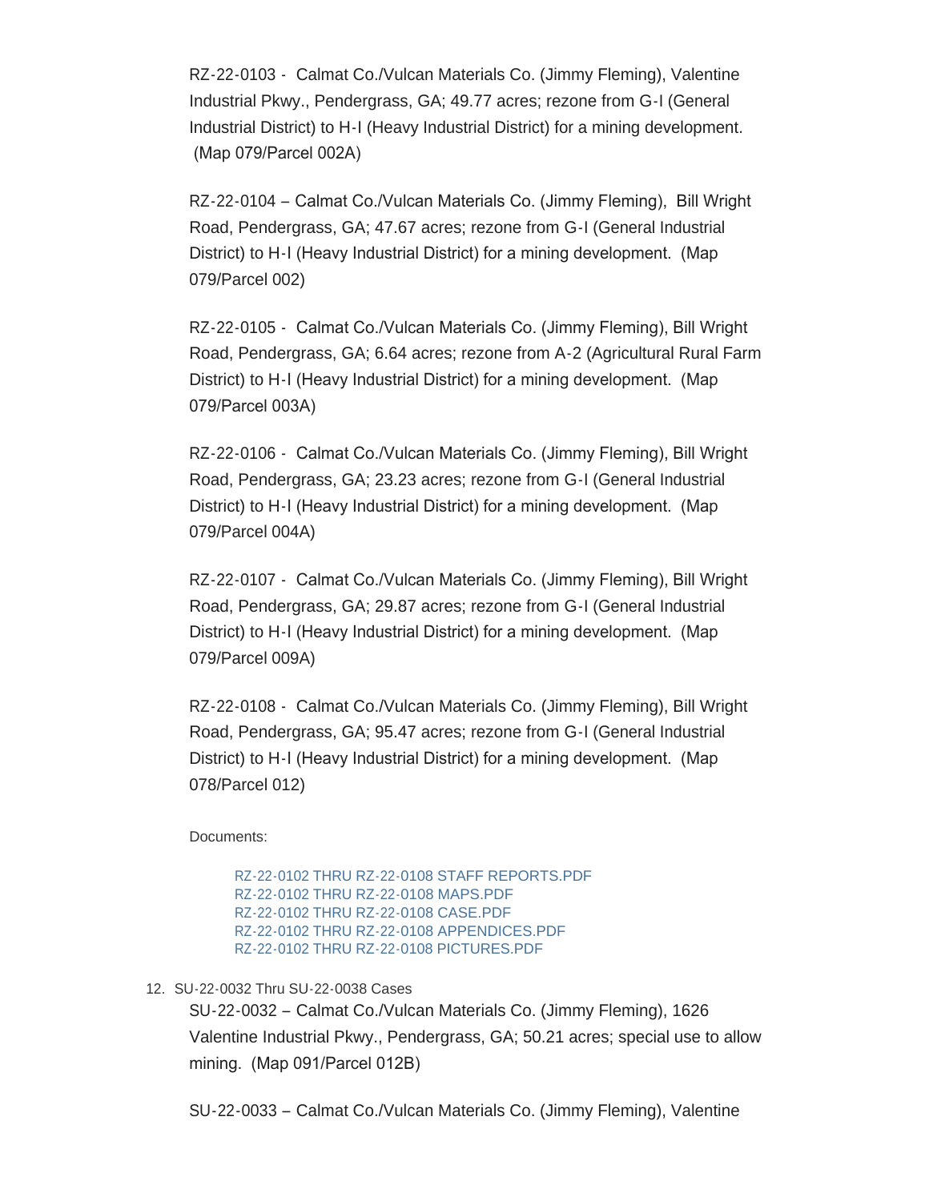RZ-22-0103 - Calmat Co./Vulcan Materials Co. (Jimmy Fleming), Valentine Industrial Pkwy., Pendergrass, GA; 49.77 acres; rezone from G-I (General Industrial District) to H-I (Heavy Industrial District) for a mining development. (Map 079/Parcel 002A)

RZ-22-0104 – Calmat Co./Vulcan Materials Co. (Jimmy Fleming), Bill Wright Road, Pendergrass, GA; 47.67 acres; rezone from G-I (General Industrial District) to H-I (Heavy Industrial District) for a mining development. (Map 079/Parcel 002)

RZ-22-0105 - Calmat Co./Vulcan Materials Co. (Jimmy Fleming), Bill Wright Road, Pendergrass, GA; 6.64 acres; rezone from A-2 (Agricultural Rural Farm District) to H-I (Heavy Industrial District) for a mining development. (Map 079/Parcel 003A)

RZ-22-0106 - Calmat Co./Vulcan Materials Co. (Jimmy Fleming), Bill Wright Road, Pendergrass, GA; 23.23 acres; rezone from G-I (General Industrial District) to H-I (Heavy Industrial District) for a mining development. (Map 079/Parcel 004A)

RZ-22-0107 - Calmat Co./Vulcan Materials Co. (Jimmy Fleming), Bill Wright Road, Pendergrass, GA; 29.87 acres; rezone from G-I (General Industrial District) to H-I (Heavy Industrial District) for a mining development. (Map 079/Parcel 009A)

RZ-22-0108 - Calmat Co./Vulcan Materials Co. (Jimmy Fleming), Bill Wright Road, Pendergrass, GA; 95.47 acres; rezone from G-I (General Industrial District) to H-I (Heavy Industrial District) for a mining development. (Map 078/Parcel 012)

Documents:

- RZ-22-0102 THRU RZ-22-0108 STAFF REPORTS.PDF
- RZ-22-0102 THRU RZ-22-0108 MAPS.PDF
- RZ-22-0102 THRU RZ-22-0108 CASE.PDF
- RZ-22-0102 THRU RZ-22-0108 APPENDICES.PDF
- RZ-22-0102 THRU RZ-22-0108 PICTURES.PDF

12. SU-22-0032 Thru SU-22-0038 Cases

SU-22-0032 – Calmat Co./Vulcan Materials Co. (Jimmy Fleming), 1626 Valentine Industrial Pkwy., Pendergrass, GA; 50.21 acres; special use to allow mining. (Map 091/Parcel 012B)

SU-22-0033 – Calmat Co./Vulcan Materials Co. (Jimmy Fleming), Valentine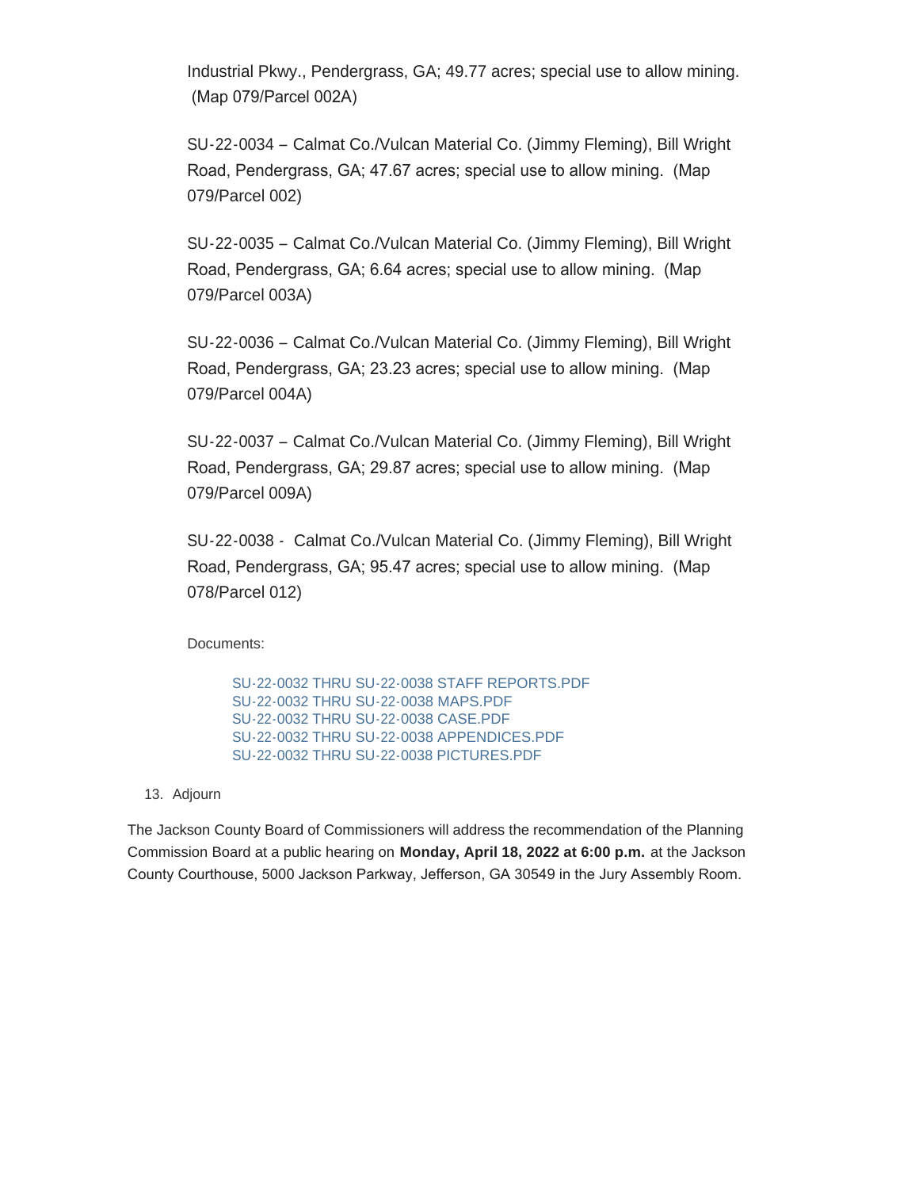Industrial Pkwy., Pendergrass, GA; 49.77 acres; special use to allow mining. (Map 079/Parcel 002A)

SU-22-0034 – Calmat Co./Vulcan Material Co. (Jimmy Fleming), Bill Wright Road, Pendergrass, GA; 47.67 acres; special use to allow mining. (Map 079/Parcel 002)

SU-22-0035 – Calmat Co./Vulcan Material Co. (Jimmy Fleming), Bill Wright Road, Pendergrass, GA; 6.64 acres; special use to allow mining. (Map 079/Parcel 003A)

SU-22-0036 – Calmat Co./Vulcan Material Co. (Jimmy Fleming), Bill Wright Road, Pendergrass, GA; 23.23 acres; special use to allow mining. (Map 079/Parcel 004A)

SU-22-0037 – Calmat Co./Vulcan Material Co. (Jimmy Fleming), Bill Wright Road, Pendergrass, GA; 29.87 acres; special use to allow mining. (Map 079/Parcel 009A)

SU-22-0038 - Calmat Co./Vulcan Material Co. (Jimmy Fleming), Bill Wright Road, Pendergrass, GA; 95.47 acres; special use to allow mining. (Map 078/Parcel 012)

Documents:

- SU-22-0032 THRU SU-22-0038 STAFF REPORTS.PDF
- SU-22-0032 THRU SU-22-0038 MAPS.PDF
- SU-22-0032 THRU SU-22-0038 CASE.PDF
- SU-22-0032 THRU SU-22-0038 APPENDICES.PDF
- SU-22-0032 THRU SU-22-0038 PICTURES.PDF

13. Adjourn

The Jackson County Board of Commissioners will address the recommendation of the Planning Commission Board at a public hearing on **Monday, April 18, 2022 at 6:00 p.m.** at the Jackson County Courthouse, 5000 Jackson Parkway, Jefferson, GA 30549 in the Jury Assembly Room.